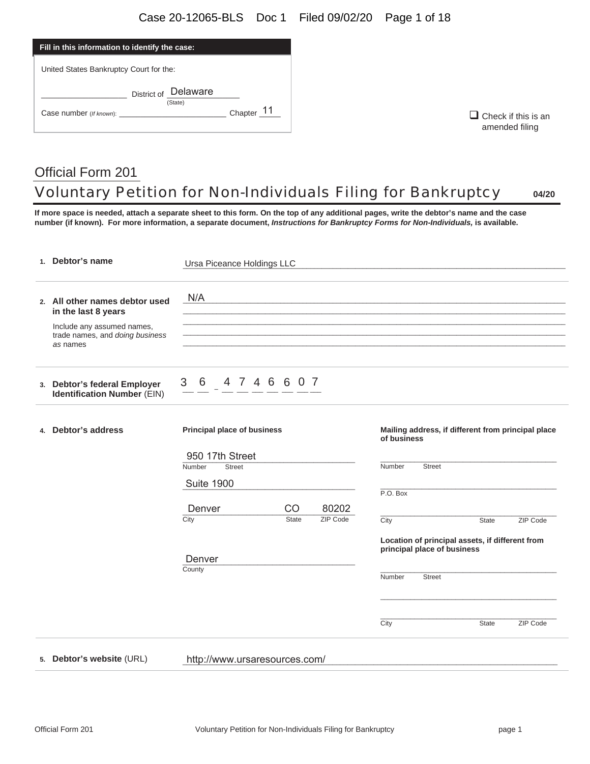**Fill in this information to identify the case:**

United States Bankruptcy Court for the:

District of Delaware
(State)

Case number (*If known*): Chapter 11

☐ Check if this is an amended filing

# Official Form 201

## Voluntary Petition for Non-Individuals Filing for Bankruptcy

04/20

**If more space is needed, attach a separate sheet to this form. On the top of any additional pages, write the debtor's name and the case number (if known). For more information, a separate document, *Instructions for Bankruptcy Forms for Non-Individuals,* is available.**

| | |
|---|---|
| **1. Debtor's name** | Ursa Piceance Holdings LLC |
| **2. All other names debtor used in the last 8 years**<br>Include any assumed names, trade names, and *doing business as* names | N/A |
| **3. Debtor's federal Employer Identification Number** (EIN) | 36-4746607 |
| **4. Debtor's address** | **Principal place of business**<br>950 17th Street<br>Suite 1900<br>Denver, CO 80202<br>County: Denver<br><br>**Mailing address, if different from principal place of business**<br>Number Street<br>P.O. Box<br>City State ZIP Code<br><br>**Location of principal assets, if different from principal place of business**<br>Number Street<br>City State ZIP Code |
| **5. Debtor's website** (URL) | http://www.ursaresources.com/ |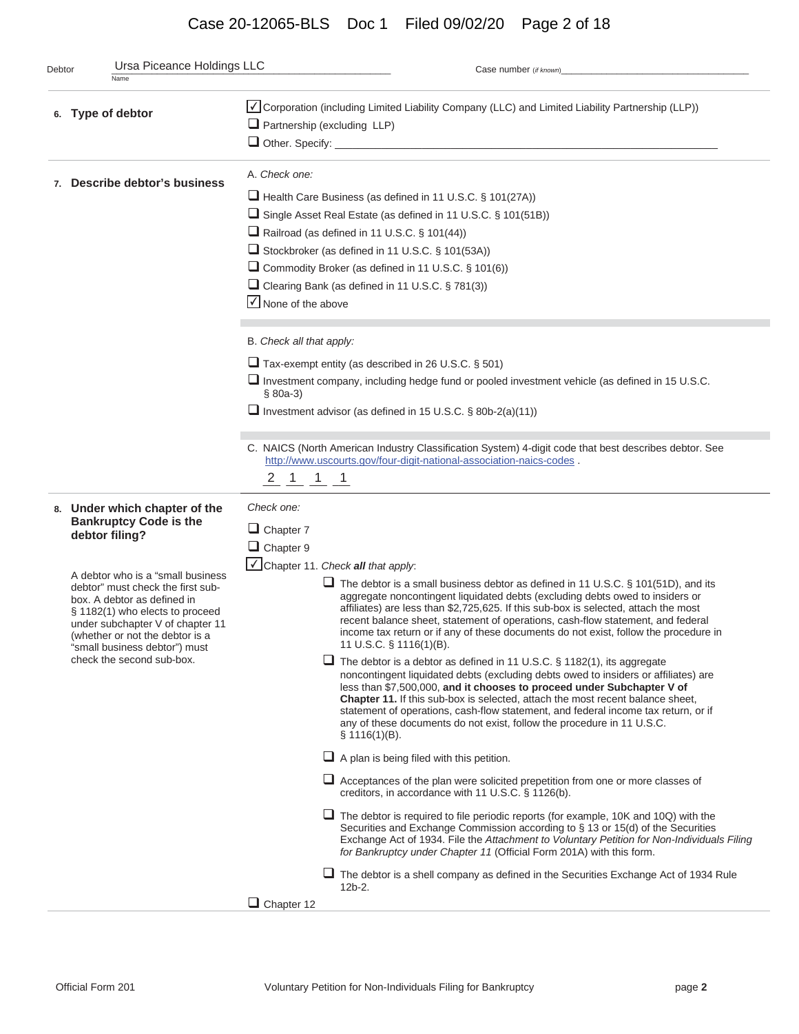Debtor: Ursa Piceance Holdings LLC
Name

Case number (if known) ____________________

**6. Type of debtor**

- ☑ Corporation (including Limited Liability Company (LLC) and Limited Liability Partnership (LLP))
- ☐ Partnership (excluding LLP)
- ☐ Other. Specify: ____________________

**7. Describe debtor's business**

A. *Check one:*

- ☐ Health Care Business (as defined in 11 U.S.C. § 101(27A))
- ☐ Single Asset Real Estate (as defined in 11 U.S.C. § 101(51B))
- ☐ Railroad (as defined in 11 U.S.C. § 101(44))
- ☐ Stockbroker (as defined in 11 U.S.C. § 101(53A))
- ☐ Commodity Broker (as defined in 11 U.S.C. § 101(6))
- ☐ Clearing Bank (as defined in 11 U.S.C. § 781(3))
- ☑ None of the above

B. *Check all that apply:*

- ☐ Tax-exempt entity (as described in 26 U.S.C. § 501)
- ☐ Investment company, including hedge fund or pooled investment vehicle (as defined in 15 U.S.C. § 80a-3)
- ☐ Investment advisor (as defined in 15 U.S.C. § 80b-2(a)(11))

C. NAICS (North American Industry Classification System) 4-digit code that best describes debtor. See http://www.uscourts.gov/four-digit-national-association-naics-codes .

2 1 1 1

**8. Under which chapter of the Bankruptcy Code is the debtor filing?**

A debtor who is a "small business debtor" must check the first sub-box. A debtor as defined in § 1182(1) who elects to proceed under subchapter V of chapter 11 (whether or not the debtor is a "small business debtor") must check the second sub-box.

*Check one:*

- ☐ Chapter 7
- ☐ Chapter 9
- ☑ Chapter 11. *Check **all** that apply*:
  - ☐ The debtor is a small business debtor as defined in 11 U.S.C. § 101(51D), and its aggregate noncontingent liquidated debts (excluding debts owed to insiders or affiliates) are less than $2,725,625. If this sub-box is selected, attach the most recent balance sheet, statement of operations, cash-flow statement, and federal income tax return or if any of these documents do not exist, follow the procedure in 11 U.S.C. § 1116(1)(B).
  - ☐ The debtor is a debtor as defined in 11 U.S.C. § 1182(1), its aggregate noncontingent liquidated debts (excluding debts owed to insiders or affiliates) are less than $7,500,000, **and it chooses to proceed under Subchapter V of Chapter 11.** If this sub-box is selected, attach the most recent balance sheet, statement of operations, cash-flow statement, and federal income tax return, or if any of these documents do not exist, follow the procedure in 11 U.S.C. § 1116(1)(B).
  - ☐ A plan is being filed with this petition.
  - ☐ Acceptances of the plan were solicited prepetition from one or more classes of creditors, in accordance with 11 U.S.C. § 1126(b).
  - ☐ The debtor is required to file periodic reports (for example, 10K and 10Q) with the Securities and Exchange Commission according to § 13 or 15(d) of the Securities Exchange Act of 1934. File the *Attachment to Voluntary Petition for Non-Individuals Filing for Bankruptcy under Chapter 11* (Official Form 201A) with this form.
  - ☐ The debtor is a shell company as defined in the Securities Exchange Act of 1934 Rule 12b-2.
- ☐ Chapter 12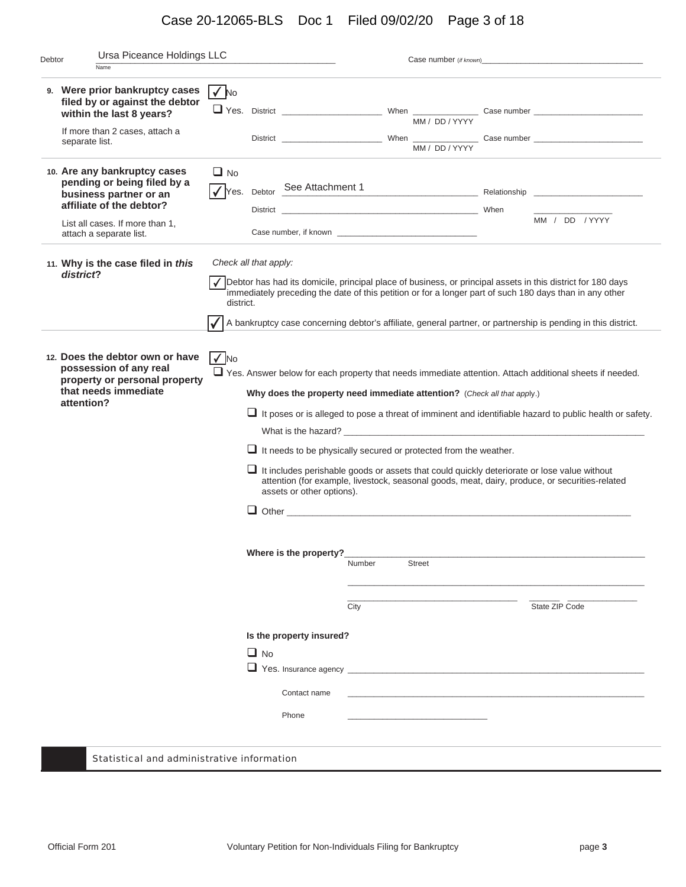Debtor: Ursa Piceance Holdings LLC

Case number (if known) ____________________

**9. Were prior bankruptcy cases filed by or against the debtor within the last 8 years?**

If more than 2 cases, attach a separate list.

☑ No
☐ Yes. District ____________ When ____________ (MM / DD / YYYY) Case number ____________
District ____________ When ____________ (MM / DD / YYYY) Case number ____________

**10. Are any bankruptcy cases pending or being filed by a business partner or an affiliate of the debtor?**

List all cases. If more than 1, attach a separate list.

☐ No
☑ Yes. Debtor: See Attachment 1 Relationship ____________
District ____________ When ____________ (MM / DD / YYYY)
Case number, if known ____________

**11. Why is the case filed in *this district*?**

*Check all that apply:*

☑ Debtor has had its domicile, principal place of business, or principal assets in this district for 180 days immediately preceding the date of this petition or for a longer part of such 180 days than in any other district.

☑ A bankruptcy case concerning debtor's affiliate, general partner, or partnership is pending in this district.

**12. Does the debtor own or have possession of any real property or personal property that needs immediate attention?**

☑ No
☐ Yes. Answer below for each property that needs immediate attention. Attach additional sheets if needed.

**Why does the property need immediate attention?** (*Check all that apply.*)

☐ It poses or is alleged to pose a threat of imminent and identifiable hazard to public health or safety.
What is the hazard? ____________

☐ It needs to be physically secured or protected from the weather.

☐ It includes perishable goods or assets that could quickly deteriorate or lose value without attention (for example, livestock, seasonal goods, meat, dairy, produce, or securities-related assets or other options).

☐ Other ____________

**Where is the property?** ____________ (Number Street)
____________
____________ (City) ______ ______ (State ZIP Code)

**Is the property insured?**

☐ No
☐ Yes. Insurance agency ____________
Contact name ____________
Phone ____________

## Statistical and administrative information

Official Form 201 — Voluntary Petition for Non-Individuals Filing for Bankruptcy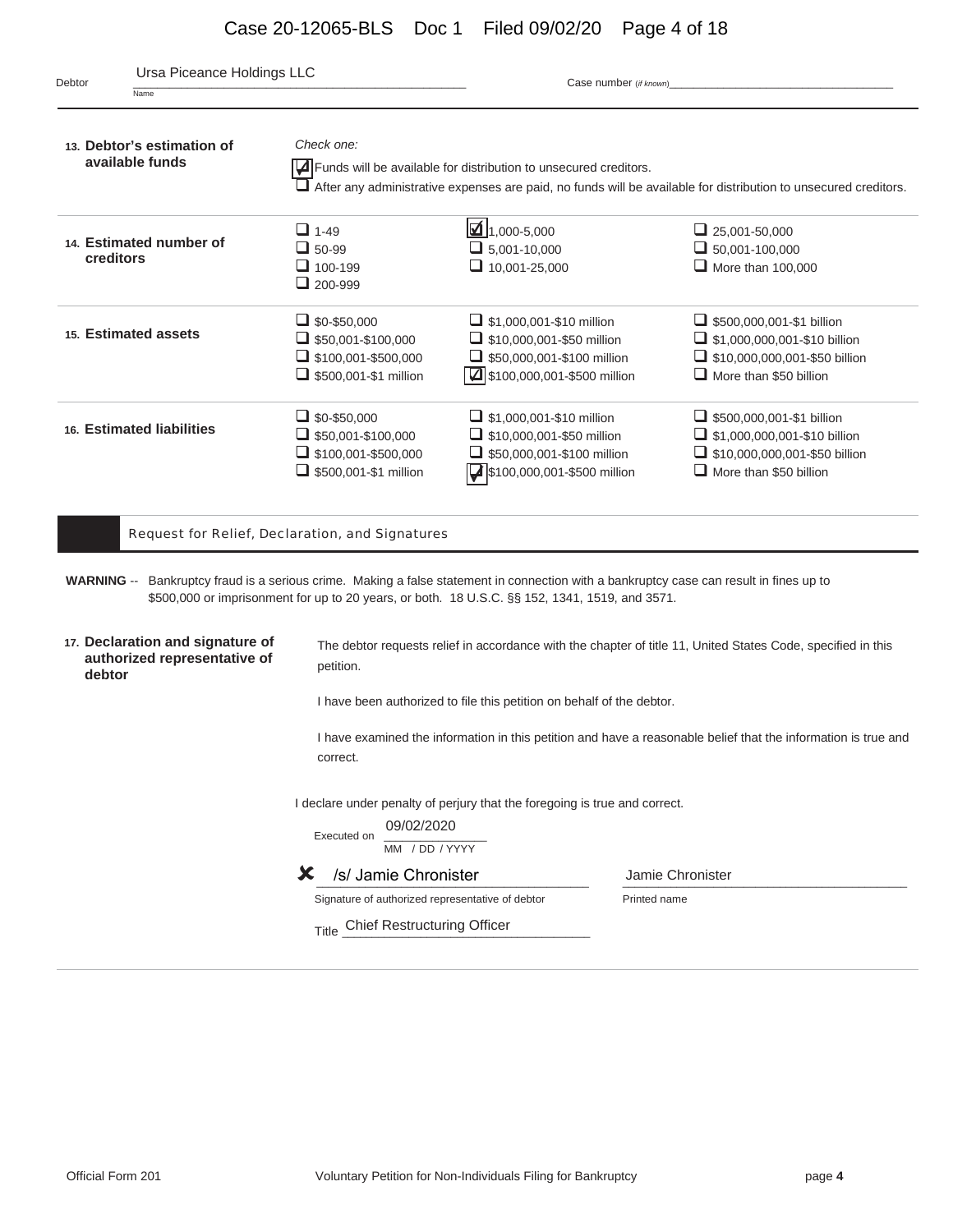Debtor: Ursa Piceance Holdings LLC

Case number (*if known*) ______________________

**13. Debtor's estimation of available funds**

*Check one:*

- ☑ Funds will be available for distribution to unsecured creditors.
- ☐ After any administrative expenses are paid, no funds will be available for distribution to unsecured creditors.

**14. Estimated number of creditors**

| | | |
|---|---|---|
| ☐ 1-49 | ☑ 1,000-5,000 | ☐ 25,001-50,000 |
| ☐ 50-99 | ☐ 5,001-10,000 | ☐ 50,001-100,000 |
| ☐ 100-199 | ☐ 10,001-25,000 | ☐ More than 100,000 |
| ☐ 200-999 | | |

**15. Estimated assets**

| | | |
|---|---|---|
| ☐ $0-$50,000 | ☐ $1,000,001-$10 million | ☐ $500,000,001-$1 billion |
| ☐ $50,001-$100,000 | ☐ $10,000,001-$50 million | ☐ $1,000,000,001-$10 billion |
| ☐ $100,001-$500,000 | ☐ $50,000,001-$100 million | ☐ $10,000,000,001-$50 billion |
| ☐ $500,001-$1 million | ☑ $100,000,001-$500 million | ☐ More than $50 billion |

**16. Estimated liabilities**

| | | |
|---|---|---|
| ☐ $0-$50,000 | ☐ $1,000,001-$10 million | ☐ $500,000,001-$1 billion |
| ☐ $50,001-$100,000 | ☐ $10,000,001-$50 million | ☐ $1,000,000,001-$10 billion |
| ☐ $100,001-$500,000 | ☐ $50,000,001-$100 million | ☐ $10,000,000,001-$50 billion |
| ☐ $500,001-$1 million | ☑ $100,000,001-$500 million | ☐ More than $50 billion |

## Request for Relief, Declaration, and Signatures

**WARNING** -- Bankruptcy fraud is a serious crime. Making a false statement in connection with a bankruptcy case can result in fines up to $500,000 or imprisonment for up to 20 years, or both. 18 U.S.C. §§ 152, 1341, 1519, and 3571.

**17. Declaration and signature of authorized representative of debtor**

The debtor requests relief in accordance with the chapter of title 11, United States Code, specified in this petition.

I have been authorized to file this petition on behalf of the debtor.

I have examined the information in this petition and have a reasonable belief that the information is true and correct.

I declare under penalty of perjury that the foregoing is true and correct.

Executed on 09/02/2020
MM / DD / YYYY

✘ /s/ Jamie Chronister
Signature of authorized representative of debtor

Jamie Chronister
Printed name

Title Chief Restructuring Officer

Official Form 201 — Voluntary Petition for Non-Individuals Filing for Bankruptcy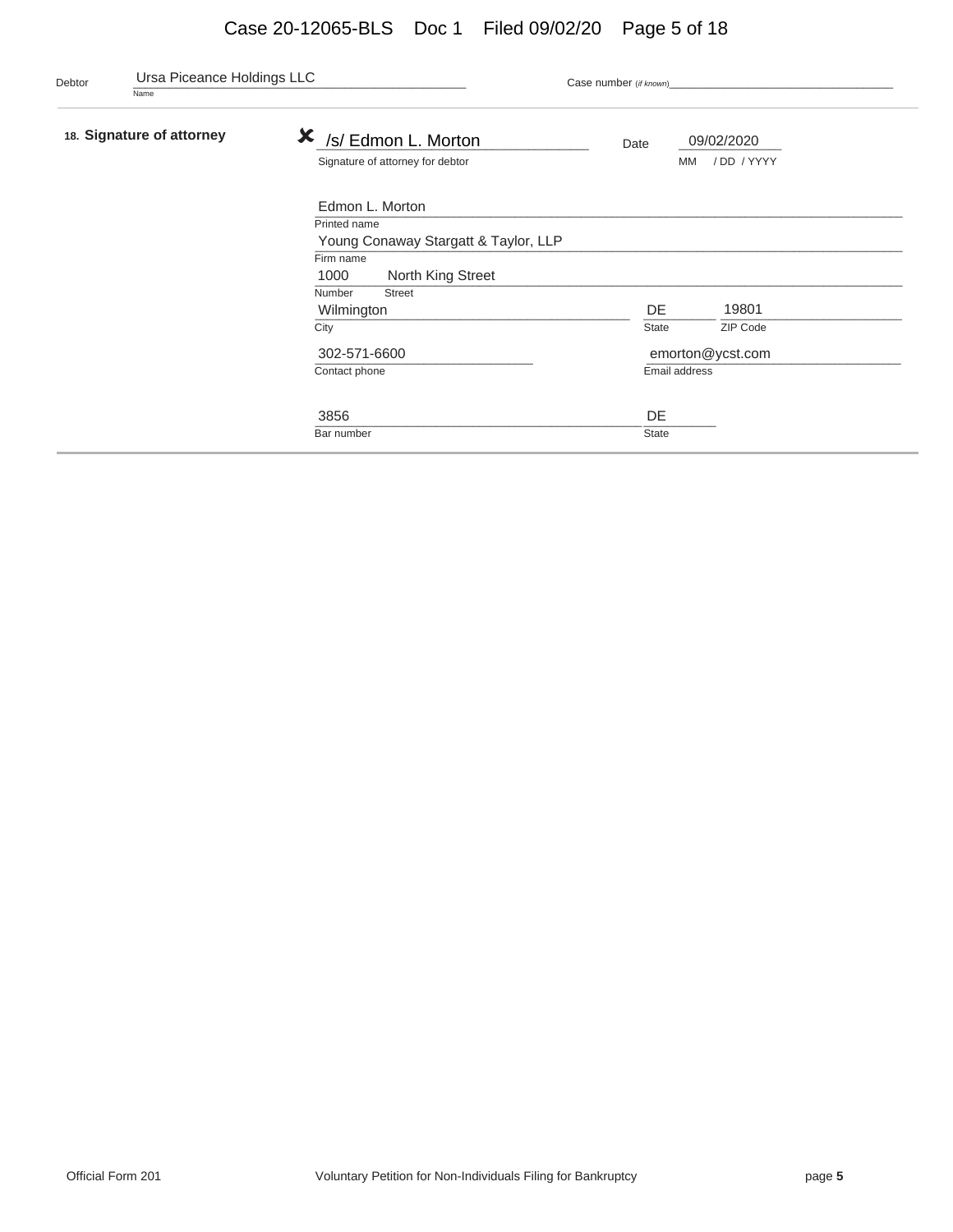Debtor: Ursa Piceance Holdings LLC
Name

Case number (if known)

**18. Signature of attorney**

✘ /s/ Edmon L. Morton
Signature of attorney for debtor

Date 09/02/2020
MM / DD / YYYY

Edmon L. Morton
Printed name

Young Conaway Stargatt & Taylor, LLP
Firm name

1000 North King Street
Number Street

Wilmington DE 19801
City State ZIP Code

302-571-6600
Contact phone

emorton@ycst.com
Email address

3856 DE
Bar number State

Official Form 201 Voluntary Petition for Non-Individuals Filing for Bankruptcy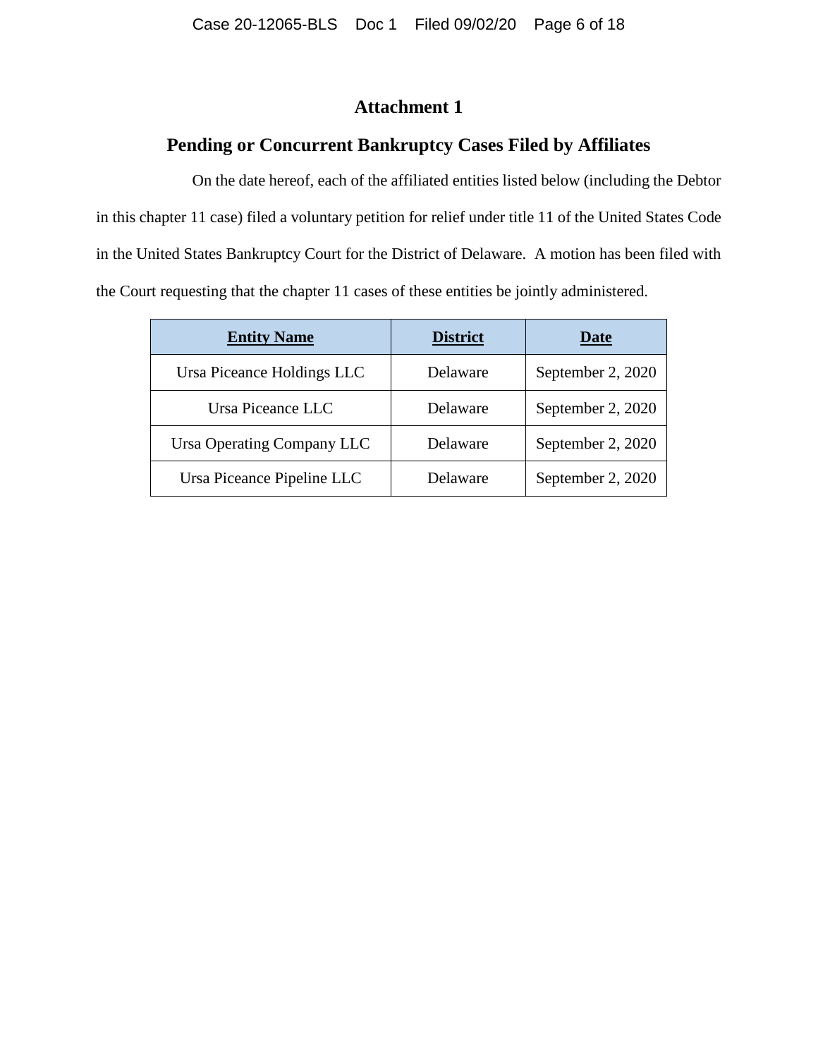# Attachment 1

## Pending or Concurrent Bankruptcy Cases Filed by Affiliates

On the date hereof, each of the affiliated entities listed below (including the Debtor in this chapter 11 case) filed a voluntary petition for relief under title 11 of the United States Code in the United States Bankruptcy Court for the District of Delaware. A motion has been filed with the Court requesting that the chapter 11 cases of these entities be jointly administered.

| **Entity Name** | **District** | **Date** |
| --- | --- | --- |
| Ursa Piceance Holdings LLC | Delaware | September 2, 2020 |
| Ursa Piceance LLC | Delaware | September 2, 2020 |
| Ursa Operating Company LLC | Delaware | September 2, 2020 |
| Ursa Piceance Pipeline LLC | Delaware | September 2, 2020 |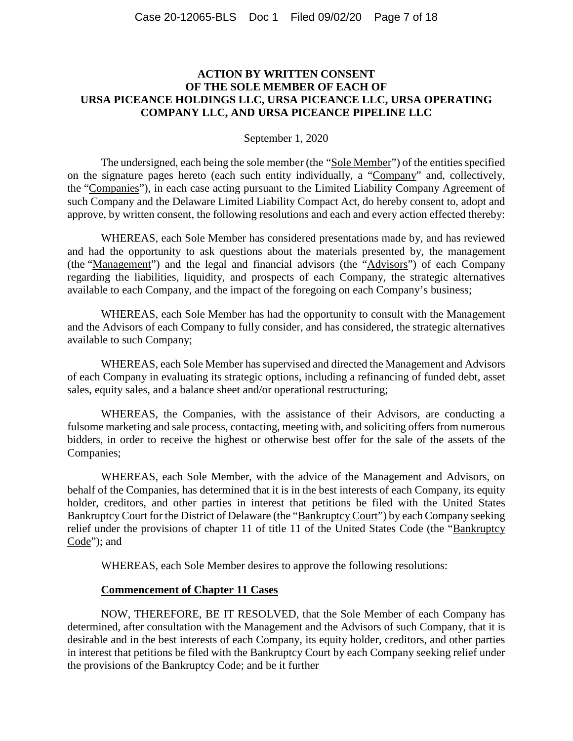# ACTION BY WRITTEN CONSENT OF THE SOLE MEMBER OF EACH OF URSA PICEANCE HOLDINGS LLC, URSA PICEANCE LLC, URSA OPERATING COMPANY LLC, AND URSA PICEANCE PIPELINE LLC

September 1, 2020

The undersigned, each being the sole member (the "Sole Member") of the entities specified on the signature pages hereto (each such entity individually, a "Company" and, collectively, the "Companies"), in each case acting pursuant to the Limited Liability Company Agreement of such Company and the Delaware Limited Liability Compact Act, do hereby consent to, adopt and approve, by written consent, the following resolutions and each and every action effected thereby:

WHEREAS, each Sole Member has considered presentations made by, and has reviewed and had the opportunity to ask questions about the materials presented by, the management (the "Management") and the legal and financial advisors (the "Advisors") of each Company regarding the liabilities, liquidity, and prospects of each Company, the strategic alternatives available to each Company, and the impact of the foregoing on each Company's business;

WHEREAS, each Sole Member has had the opportunity to consult with the Management and the Advisors of each Company to fully consider, and has considered, the strategic alternatives available to such Company;

WHEREAS, each Sole Member has supervised and directed the Management and Advisors of each Company in evaluating its strategic options, including a refinancing of funded debt, asset sales, equity sales, and a balance sheet and/or operational restructuring;

WHEREAS, the Companies, with the assistance of their Advisors, are conducting a fulsome marketing and sale process, contacting, meeting with, and soliciting offers from numerous bidders, in order to receive the highest or otherwise best offer for the sale of the assets of the Companies;

WHEREAS, each Sole Member, with the advice of the Management and Advisors, on behalf of the Companies, has determined that it is in the best interests of each Company, its equity holder, creditors, and other parties in interest that petitions be filed with the United States Bankruptcy Court for the District of Delaware (the "Bankruptcy Court") by each Company seeking relief under the provisions of chapter 11 of title 11 of the United States Code (the "Bankruptcy Code"); and

WHEREAS, each Sole Member desires to approve the following resolutions:

**Commencement of Chapter 11 Cases**

NOW, THEREFORE, BE IT RESOLVED, that the Sole Member of each Company has determined, after consultation with the Management and the Advisors of such Company, that it is desirable and in the best interests of each Company, its equity holder, creditors, and other parties in interest that petitions be filed with the Bankruptcy Court by each Company seeking relief under the provisions of the Bankruptcy Code; and be it further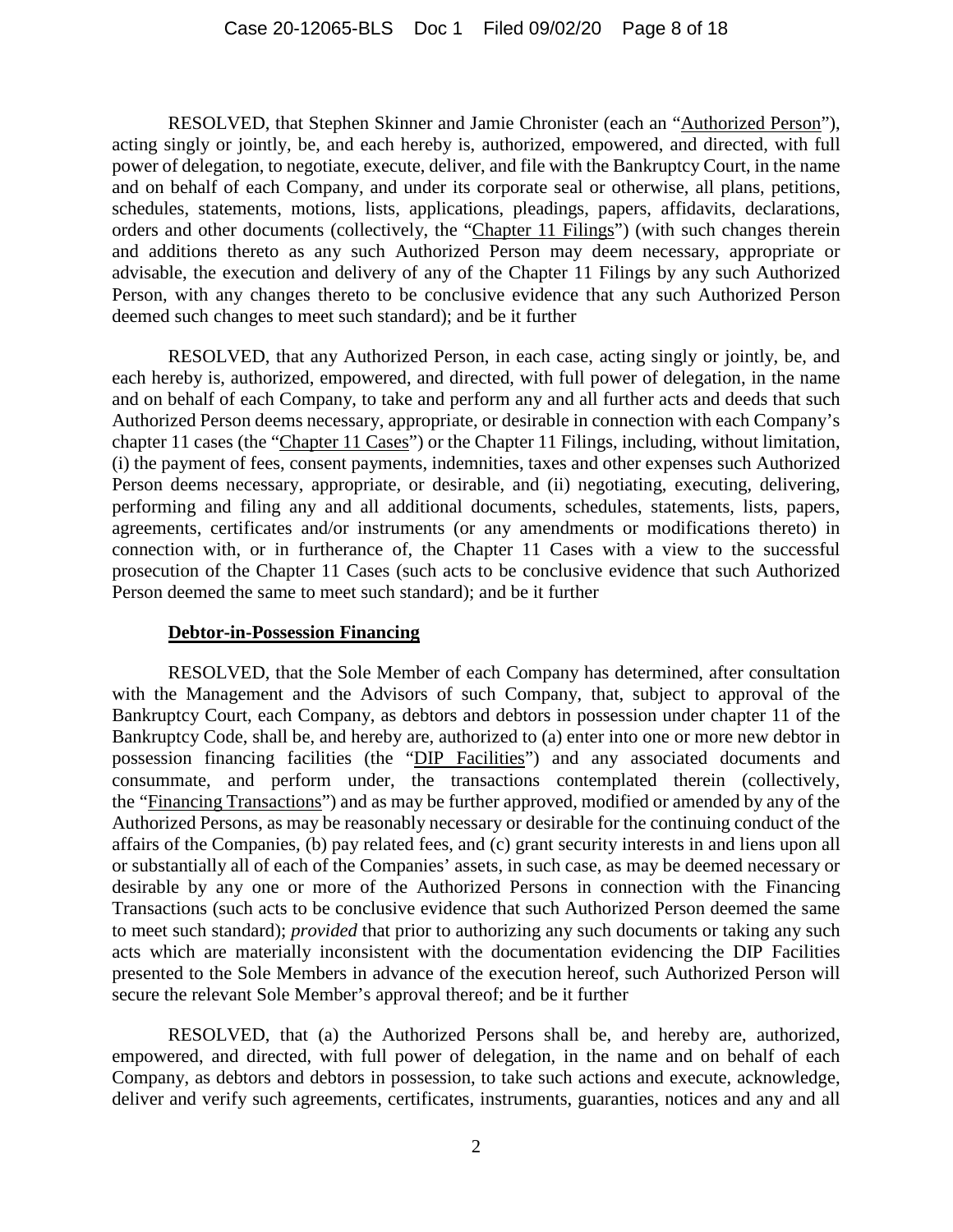RESOLVED, that Stephen Skinner and Jamie Chronister (each an "Authorized Person"), acting singly or jointly, be, and each hereby is, authorized, empowered, and directed, with full power of delegation, to negotiate, execute, deliver, and file with the Bankruptcy Court, in the name and on behalf of each Company, and under its corporate seal or otherwise, all plans, petitions, schedules, statements, motions, lists, applications, pleadings, papers, affidavits, declarations, orders and other documents (collectively, the "Chapter 11 Filings") (with such changes therein and additions thereto as any such Authorized Person may deem necessary, appropriate or advisable, the execution and delivery of any of the Chapter 11 Filings by any such Authorized Person, with any changes thereto to be conclusive evidence that any such Authorized Person deemed such changes to meet such standard); and be it further

RESOLVED, that any Authorized Person, in each case, acting singly or jointly, be, and each hereby is, authorized, empowered, and directed, with full power of delegation, in the name and on behalf of each Company, to take and perform any and all further acts and deeds that such Authorized Person deems necessary, appropriate, or desirable in connection with each Company's chapter 11 cases (the "Chapter 11 Cases") or the Chapter 11 Filings, including, without limitation, (i) the payment of fees, consent payments, indemnities, taxes and other expenses such Authorized Person deems necessary, appropriate, or desirable, and (ii) negotiating, executing, delivering, performing and filing any and all additional documents, schedules, statements, lists, papers, agreements, certificates and/or instruments (or any amendments or modifications thereto) in connection with, or in furtherance of, the Chapter 11 Cases with a view to the successful prosecution of the Chapter 11 Cases (such acts to be conclusive evidence that such Authorized Person deemed the same to meet such standard); and be it further

**Debtor-in-Possession Financing**

RESOLVED, that the Sole Member of each Company has determined, after consultation with the Management and the Advisors of such Company, that, subject to approval of the Bankruptcy Court, each Company, as debtors and debtors in possession under chapter 11 of the Bankruptcy Code, shall be, and hereby are, authorized to (a) enter into one or more new debtor in possession financing facilities (the "DIP Facilities") and any associated documents and consummate, and perform under, the transactions contemplated therein (collectively, the "Financing Transactions") and as may be further approved, modified or amended by any of the Authorized Persons, as may be reasonably necessary or desirable for the continuing conduct of the affairs of the Companies, (b) pay related fees, and (c) grant security interests in and liens upon all or substantially all of each of the Companies' assets, in such case, as may be deemed necessary or desirable by any one or more of the Authorized Persons in connection with the Financing Transactions (such acts to be conclusive evidence that such Authorized Person deemed the same to meet such standard); *provided* that prior to authorizing any such documents or taking any such acts which are materially inconsistent with the documentation evidencing the DIP Facilities presented to the Sole Members in advance of the execution hereof, such Authorized Person will secure the relevant Sole Member's approval thereof; and be it further

RESOLVED, that (a) the Authorized Persons shall be, and hereby are, authorized, empowered, and directed, with full power of delegation, in the name and on behalf of each Company, as debtors and debtors in possession, to take such actions and execute, acknowledge, deliver and verify such agreements, certificates, instruments, guaranties, notices and any and all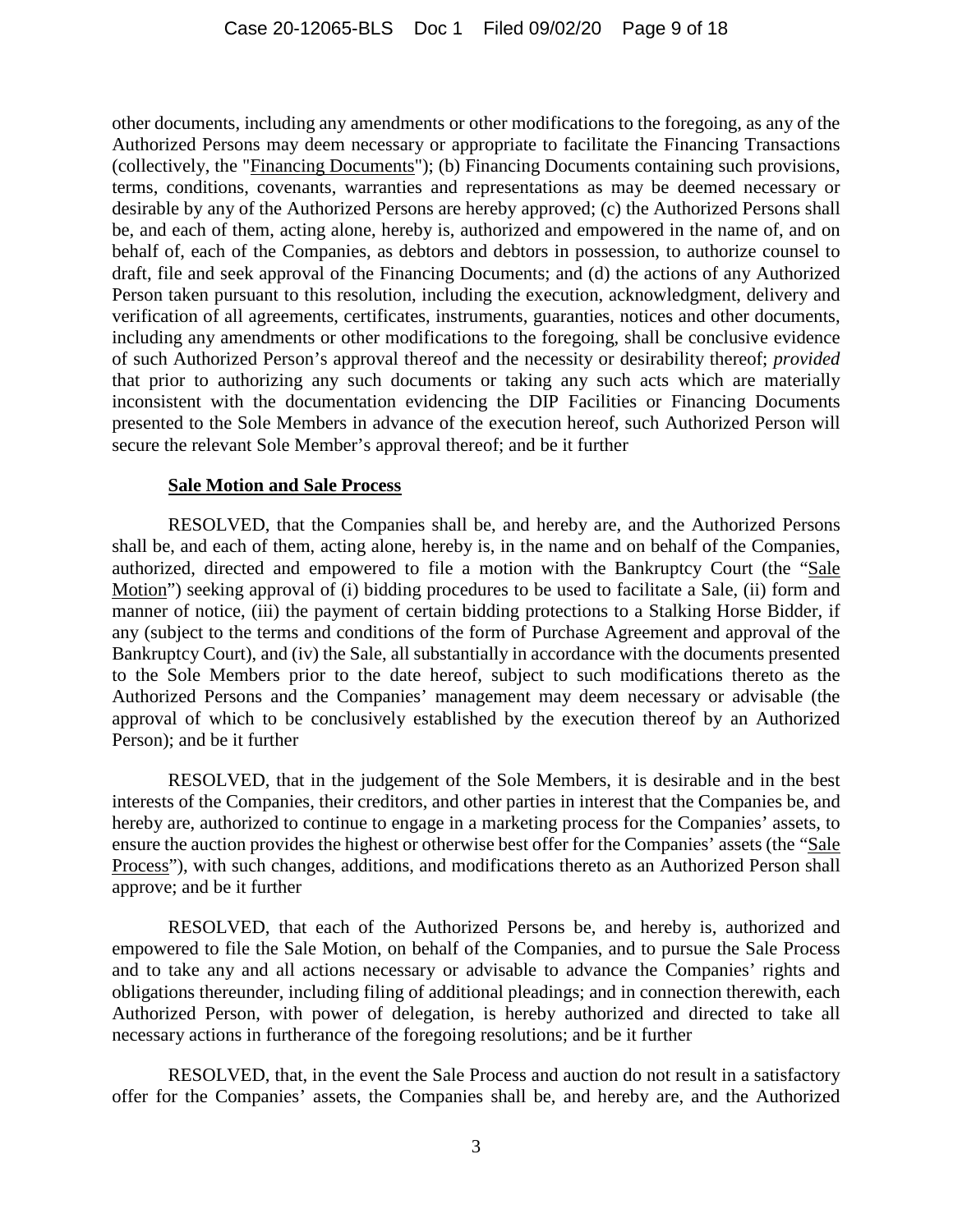other documents, including any amendments or other modifications to the foregoing, as any of the Authorized Persons may deem necessary or appropriate to facilitate the Financing Transactions (collectively, the "Financing Documents"); (b) Financing Documents containing such provisions, terms, conditions, covenants, warranties and representations as may be deemed necessary or desirable by any of the Authorized Persons are hereby approved; (c) the Authorized Persons shall be, and each of them, acting alone, hereby is, authorized and empowered in the name of, and on behalf of, each of the Companies, as debtors and debtors in possession, to authorize counsel to draft, file and seek approval of the Financing Documents; and (d) the actions of any Authorized Person taken pursuant to this resolution, including the execution, acknowledgment, delivery and verification of all agreements, certificates, instruments, guaranties, notices and other documents, including any amendments or other modifications to the foregoing, shall be conclusive evidence of such Authorized Person's approval thereof and the necessity or desirability thereof; *provided* that prior to authorizing any such documents or taking any such acts which are materially inconsistent with the documentation evidencing the DIP Facilities or Financing Documents presented to the Sole Members in advance of the execution hereof, such Authorized Person will secure the relevant Sole Member's approval thereof; and be it further

**Sale Motion and Sale Process**

RESOLVED, that the Companies shall be, and hereby are, and the Authorized Persons shall be, and each of them, acting alone, hereby is, in the name and on behalf of the Companies, authorized, directed and empowered to file a motion with the Bankruptcy Court (the "Sale Motion") seeking approval of (i) bidding procedures to be used to facilitate a Sale, (ii) form and manner of notice, (iii) the payment of certain bidding protections to a Stalking Horse Bidder, if any (subject to the terms and conditions of the form of Purchase Agreement and approval of the Bankruptcy Court), and (iv) the Sale, all substantially in accordance with the documents presented to the Sole Members prior to the date hereof, subject to such modifications thereto as the Authorized Persons and the Companies' management may deem necessary or advisable (the approval of which to be conclusively established by the execution thereof by an Authorized Person); and be it further

RESOLVED, that in the judgement of the Sole Members, it is desirable and in the best interests of the Companies, their creditors, and other parties in interest that the Companies be, and hereby are, authorized to continue to engage in a marketing process for the Companies' assets, to ensure the auction provides the highest or otherwise best offer for the Companies' assets (the "Sale Process"), with such changes, additions, and modifications thereto as an Authorized Person shall approve; and be it further

RESOLVED, that each of the Authorized Persons be, and hereby is, authorized and empowered to file the Sale Motion, on behalf of the Companies, and to pursue the Sale Process and to take any and all actions necessary or advisable to advance the Companies' rights and obligations thereunder, including filing of additional pleadings; and in connection therewith, each Authorized Person, with power of delegation, is hereby authorized and directed to take all necessary actions in furtherance of the foregoing resolutions; and be it further

RESOLVED, that, in the event the Sale Process and auction do not result in a satisfactory offer for the Companies' assets, the Companies shall be, and hereby are, and the Authorized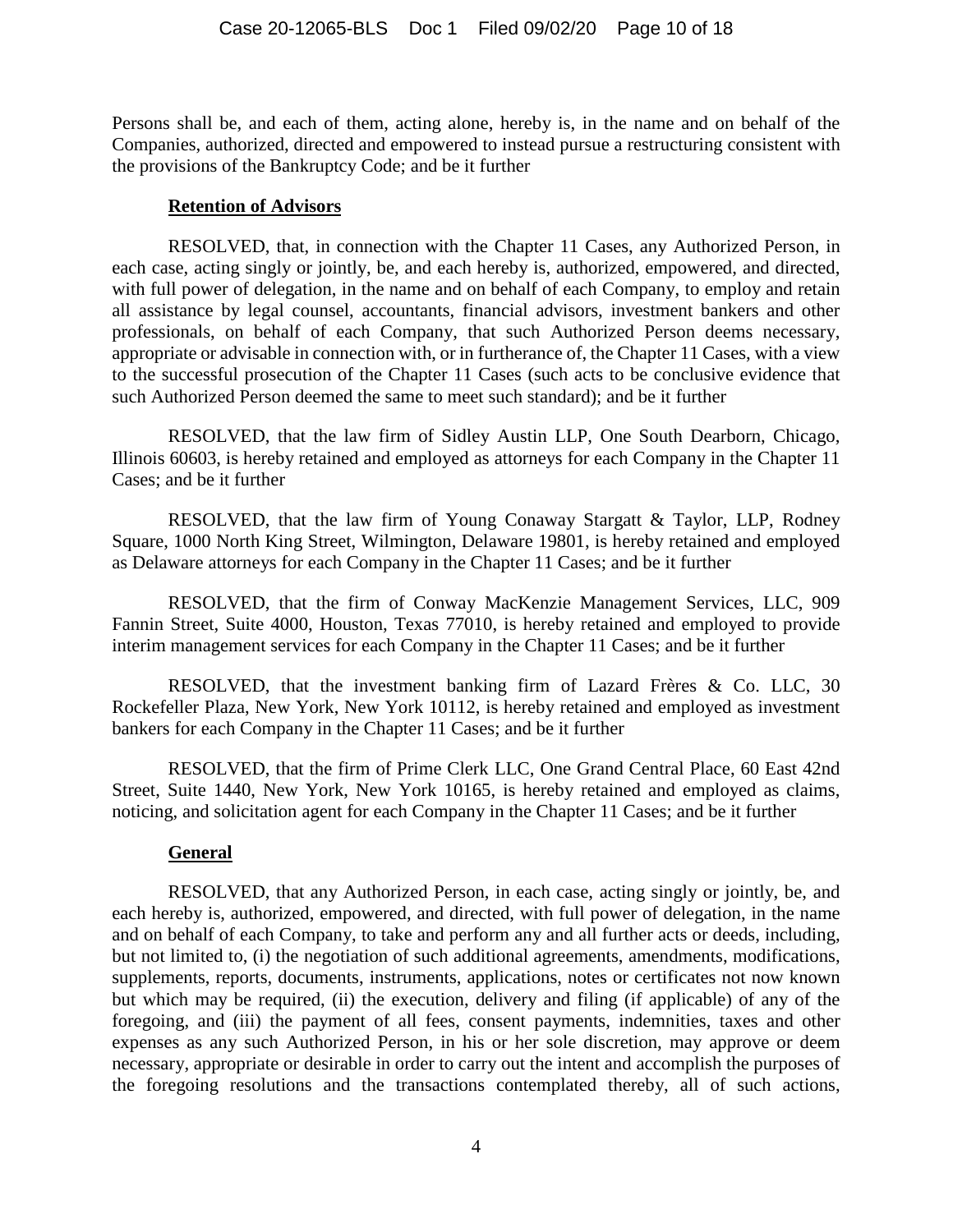Persons shall be, and each of them, acting alone, hereby is, in the name and on behalf of the Companies, authorized, directed and empowered to instead pursue a restructuring consistent with the provisions of the Bankruptcy Code; and be it further

**Retention of Advisors**

RESOLVED, that, in connection with the Chapter 11 Cases, any Authorized Person, in each case, acting singly or jointly, be, and each hereby is, authorized, empowered, and directed, with full power of delegation, in the name and on behalf of each Company, to employ and retain all assistance by legal counsel, accountants, financial advisors, investment bankers and other professionals, on behalf of each Company, that such Authorized Person deems necessary, appropriate or advisable in connection with, or in furtherance of, the Chapter 11 Cases, with a view to the successful prosecution of the Chapter 11 Cases (such acts to be conclusive evidence that such Authorized Person deemed the same to meet such standard); and be it further

RESOLVED, that the law firm of Sidley Austin LLP, One South Dearborn, Chicago, Illinois 60603, is hereby retained and employed as attorneys for each Company in the Chapter 11 Cases; and be it further

RESOLVED, that the law firm of Young Conaway Stargatt & Taylor, LLP, Rodney Square, 1000 North King Street, Wilmington, Delaware 19801, is hereby retained and employed as Delaware attorneys for each Company in the Chapter 11 Cases; and be it further

RESOLVED, that the firm of Conway MacKenzie Management Services, LLC, 909 Fannin Street, Suite 4000, Houston, Texas 77010, is hereby retained and employed to provide interim management services for each Company in the Chapter 11 Cases; and be it further

RESOLVED, that the investment banking firm of Lazard Frères & Co. LLC, 30 Rockefeller Plaza, New York, New York 10112, is hereby retained and employed as investment bankers for each Company in the Chapter 11 Cases; and be it further

RESOLVED, that the firm of Prime Clerk LLC, One Grand Central Place, 60 East 42nd Street, Suite 1440, New York, New York 10165, is hereby retained and employed as claims, noticing, and solicitation agent for each Company in the Chapter 11 Cases; and be it further

**General**

RESOLVED, that any Authorized Person, in each case, acting singly or jointly, be, and each hereby is, authorized, empowered, and directed, with full power of delegation, in the name and on behalf of each Company, to take and perform any and all further acts or deeds, including, but not limited to, (i) the negotiation of such additional agreements, amendments, modifications, supplements, reports, documents, instruments, applications, notes or certificates not now known but which may be required, (ii) the execution, delivery and filing (if applicable) of any of the foregoing, and (iii) the payment of all fees, consent payments, indemnities, taxes and other expenses as any such Authorized Person, in his or her sole discretion, may approve or deem necessary, appropriate or desirable in order to carry out the intent and accomplish the purposes of the foregoing resolutions and the transactions contemplated thereby, all of such actions,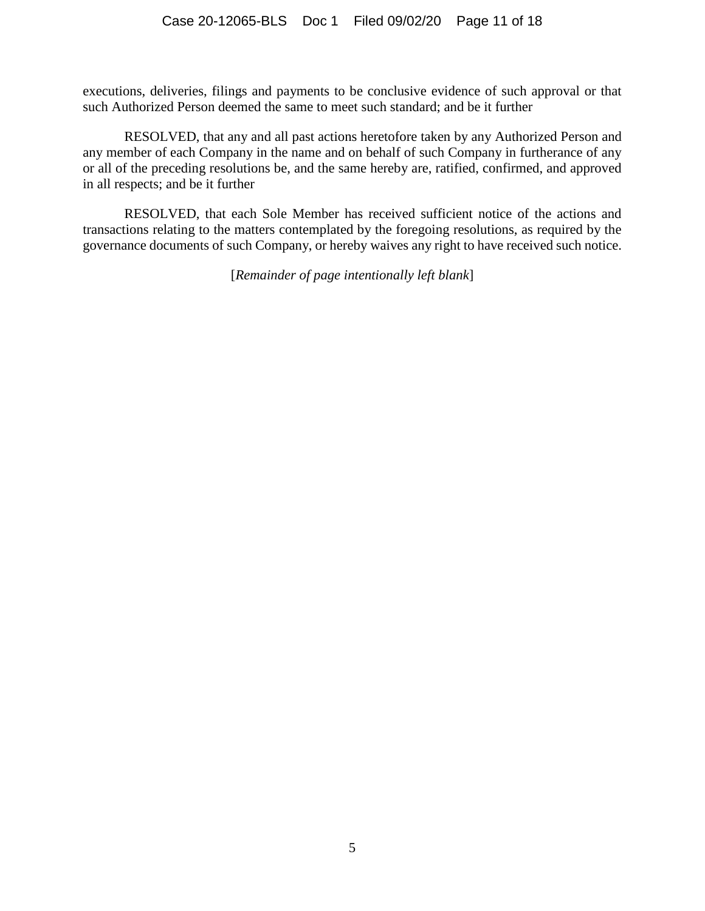executions, deliveries, filings and payments to be conclusive evidence of such approval or that such Authorized Person deemed the same to meet such standard; and be it further

RESOLVED, that any and all past actions heretofore taken by any Authorized Person and any member of each Company in the name and on behalf of such Company in furtherance of any or all of the preceding resolutions be, and the same hereby are, ratified, confirmed, and approved in all respects; and be it further

RESOLVED, that each Sole Member has received sufficient notice of the actions and transactions relating to the matters contemplated by the foregoing resolutions, as required by the governance documents of such Company, or hereby waives any right to have received such notice.

[*Remainder of page intentionally left blank*]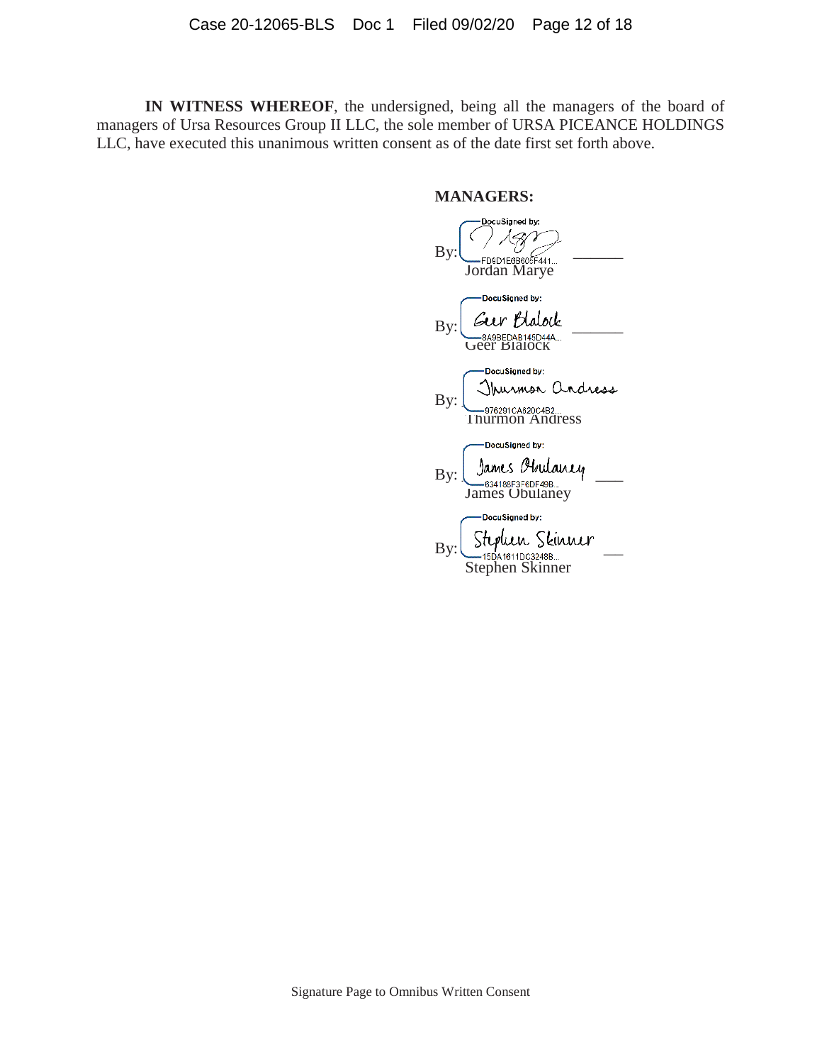**IN WITNESS WHEREOF**, the undersigned, being all the managers of the board of managers of Ursa Resources Group II LLC, the sole member of URSA PICEANCE HOLDINGS LLC, have executed this unanimous written consent as of the date first set forth above.

**MANAGERS:**

By: DocuSigned by: FD9D1E6B605F441...
Jordan Marye

By: DocuSigned by: Geer Blalock 8A9BEDAB145D44A...
Geer Blalock

By: DocuSigned by: Thurmon Andress 976291CA820C4B2...
Thurmon Andress

By: DocuSigned by: James Obulaney 634188F3F6DF49B...
James Obulaney

By: DocuSigned by: Stephen Skinner 15DA1611DC3248B...
Stephen Skinner

Signature Page to Omnibus Written Consent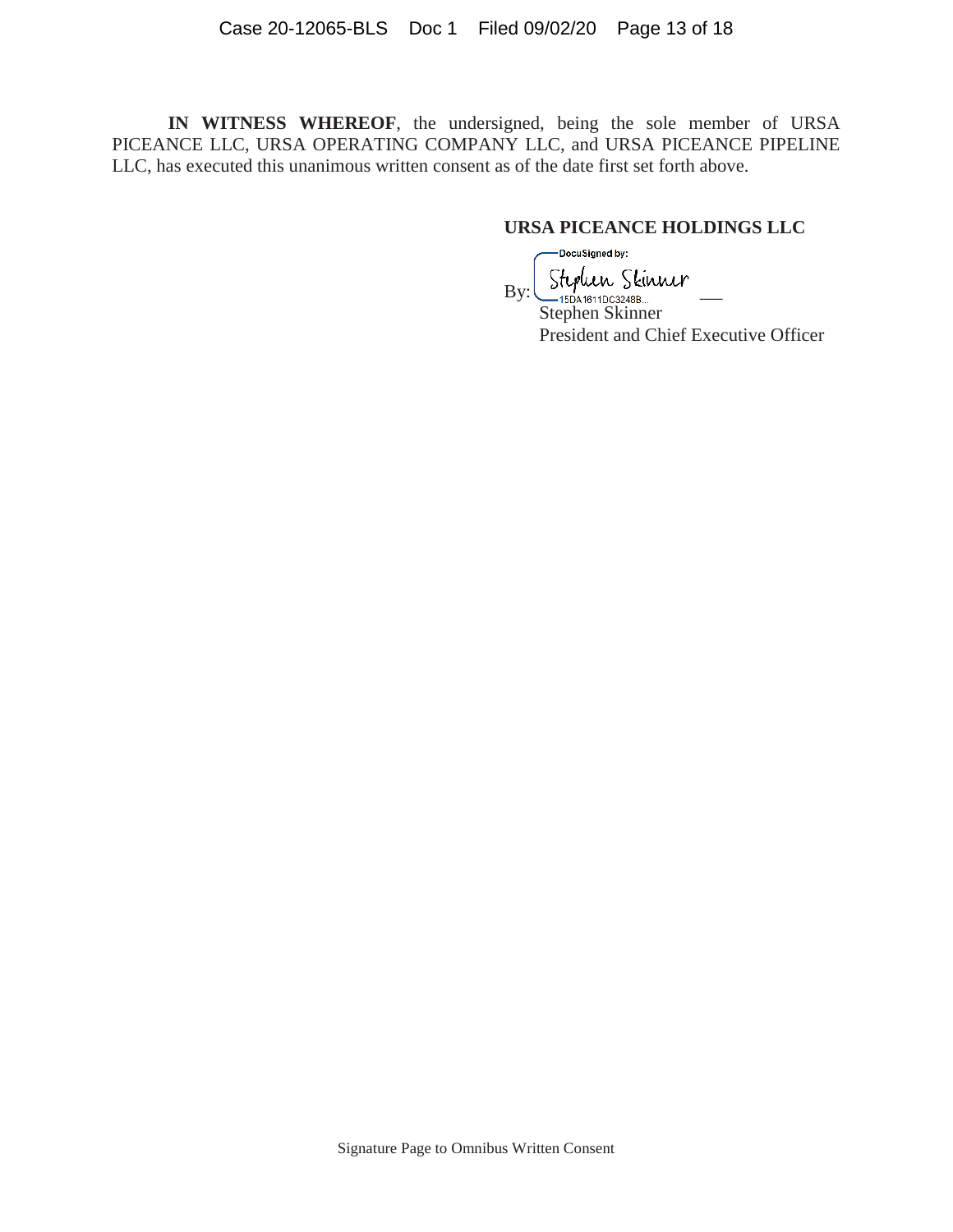**IN WITNESS WHEREOF**, the undersigned, being the sole member of URSA PICEANCE LLC, URSA OPERATING COMPANY LLC, and URSA PICEANCE PIPELINE LLC, has executed this unanimous written consent as of the date first set forth above.

**URSA PICEANCE HOLDINGS LLC**

DocuSigned by:

By: Stephen Skinner
15DA1611DC3248B...
Stephen Skinner
President and Chief Executive Officer

Signature Page to Omnibus Written Consent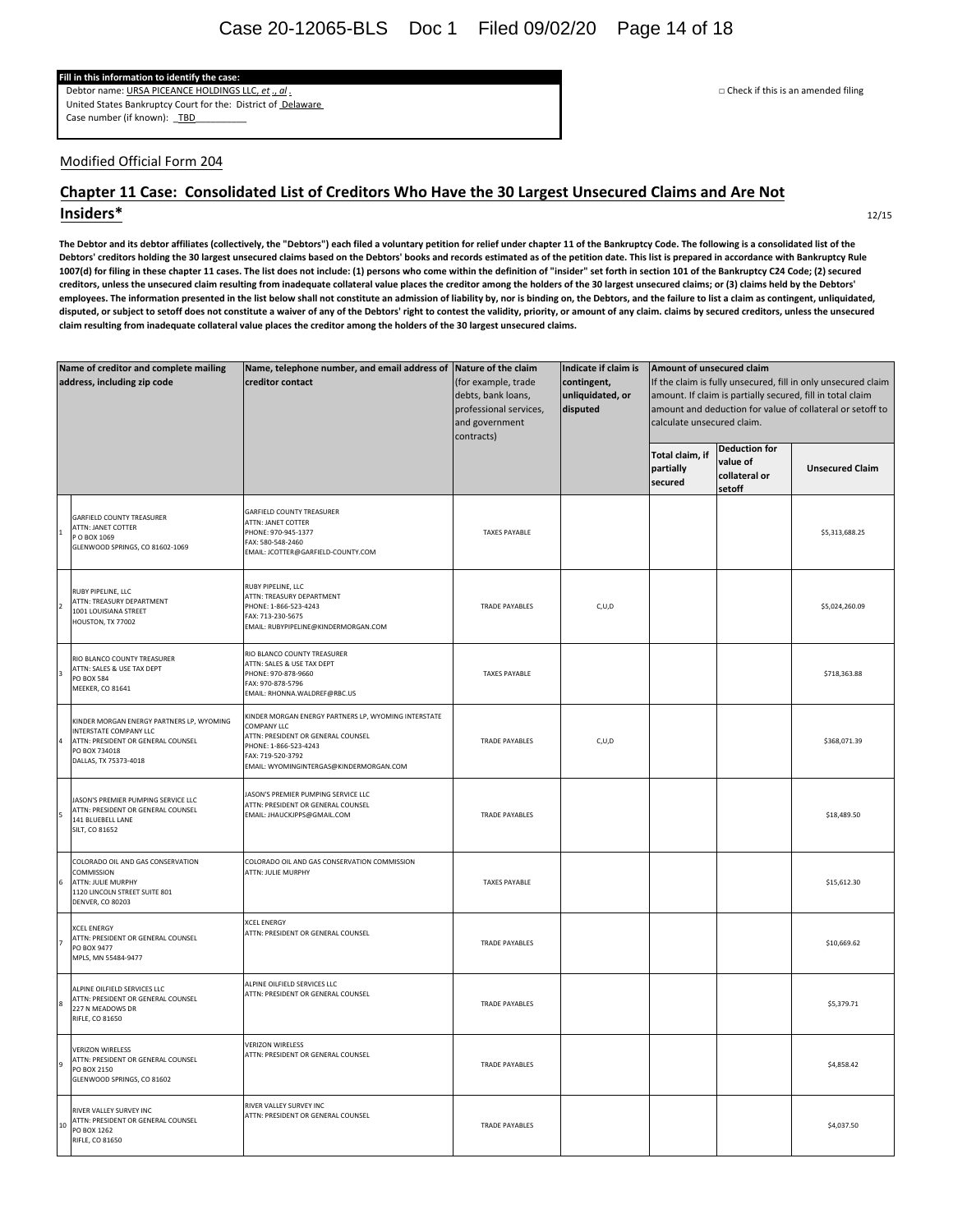**Fill in this information to identify the case:**

Debtor name: URSA PICEANCE HOLDINGS LLC, *et ., al* .

United States Bankruptcy Court for the: District of Delaware

Case number (if known): TBD

□ Check if this is an amended filing

Modified Official Form 204

## Chapter 11 Case: Consolidated List of Creditors Who Have the 30 Largest Unsecured Claims and Are Not Insiders*

12/15

**The Debtor and its debtor affiliates (collectively, the "Debtors") each filed a voluntary petition for relief under chapter 11 of the Bankruptcy Code. The following is a consolidated list of the Debtors' creditors holding the 30 largest unsecured claims based on the Debtors' books and records estimated as of the petition date. This list is prepared in accordance with Bankruptcy Rule 1007(d) for filing in these chapter 11 cases. The list does not include: (1) persons who come within the definition of "insider" set forth in section 101 of the Bankruptcy C24 Code; (2) secured creditors, unless the unsecured claim resulting from inadequate collateral value places the creditor among the holders of the 30 largest unsecured claims; or (3) claims held by the Debtors' employees. The information presented in the list below shall not constitute an admission of liability by, nor is binding on, the Debtors, and the failure to list a claim as contingent, unliquidated, disputed, or subject to setoff does not constitute a waiver of any of the Debtors' right to contest the validity, priority, or amount of any claim. claims by secured creditors, unless the unsecured claim resulting from inadequate collateral value places the creditor among the holders of the 30 largest unsecured claims.**

| | Name of creditor and complete mailing address, including zip code | Name, telephone number, and email address of creditor contact | Nature of the claim (for example, trade debts, bank loans, professional services, and government contracts) | Indicate if claim is contingent, unliquidated, or disputed | Amount of unsecured claim If the claim is fully unsecured, fill in only unsecured claim amount. If claim is partially secured, fill in total claim amount and deduction for value of collateral or setoff to calculate unsecured claim. | | |
|---|---|---|---|---|---|---|---|
| | | | | | Total claim, if partially secured | Deduction for value of collateral or setoff | Unsecured Claim |
| 1 | GARFIELD COUNTY TREASURER ATTN: JANET COTTER P O BOX 1069 GLENWOOD SPRINGS, CO 81602-1069 | GARFIELD COUNTY TREASURER ATTN: JANET COTTER PHONE: 970-945-1377 FAX: 580-548-2460 EMAIL: JCOTTER@GARFIELD-COUNTY.COM | TAXES PAYABLE | | | | $5,313,688.25 |
| 2 | RUBY PIPELINE, LLC ATTN: TREASURY DEPARTMENT 1001 LOUISIANA STREET HOUSTON, TX 77002 | RUBY PIPELINE, LLC ATTN: TREASURY DEPARTMENT PHONE: 1-866-523-4243 FAX: 713-230-5675 EMAIL: RUBYPIPELINE@KINDERMORGAN.COM | TRADE PAYABLES | C,U,D | | | $5,024,260.09 |
| 3 | RIO BLANCO COUNTY TREASURER ATTN: SALES & USE TAX DEPT PO BOX 584 MEEKER, CO 81641 | RIO BLANCO COUNTY TREASURER ATTN: SALES & USE TAX DEPT PHONE: 970-878-9660 FAX: 970-878-5796 EMAIL: RHONNA.WALDREF@RBC.US | TAXES PAYABLE | | | | $718,363.88 |
| 4 | KINDER MORGAN ENERGY PARTNERS LP, WYOMING INTERSTATE COMPANY LLC ATTN: PRESIDENT OR GENERAL COUNSEL PO BOX 734018 DALLAS, TX 75373-4018 | KINDER MORGAN ENERGY PARTNERS LP, WYOMING INTERSTATE COMPANY LLC ATTN: PRESIDENT OR GENERAL COUNSEL PHONE: 1-866-523-4243 FAX: 719-520-3792 EMAIL: WYOMINGINTERGAS@KINDERMORGAN.COM | TRADE PAYABLES | C,U,D | | | $368,071.39 |
| 5 | JASON'S PREMIER PUMPING SERVICE LLC ATTN: PRESIDENT OR GENERAL COUNSEL 141 BLUEBELL LANE SILT, CO 81652 | JASON'S PREMIER PUMPING SERVICE LLC ATTN: PRESIDENT OR GENERAL COUNSEL EMAIL: JHAUCKJPPS@GMAIL.COM | TRADE PAYABLES | | | | $18,489.50 |
| 6 | COLORADO OIL AND GAS CONSERVATION COMMISSION ATTN: JULIE MURPHY 1120 LINCOLN STREET SUITE 801 DENVER, CO 80203 | COLORADO OIL AND GAS CONSERVATION COMMISSION ATTN: JULIE MURPHY | TAXES PAYABLE | | | | $15,612.30 |
| 7 | XCEL ENERGY ATTN: PRESIDENT OR GENERAL COUNSEL PO BOX 9477 MPLS, MN 55484-9477 | XCEL ENERGY ATTN: PRESIDENT OR GENERAL COUNSEL | TRADE PAYABLES | | | | $10,669.62 |
| 8 | ALPINE OILFIELD SERVICES LLC ATTN: PRESIDENT OR GENERAL COUNSEL 227 N MEADOWS DR RIFLE, CO 81650 | ALPINE OILFIELD SERVICES LLC ATTN: PRESIDENT OR GENERAL COUNSEL | TRADE PAYABLES | | | | $5,379.71 |
| 9 | VERIZON WIRELESS ATTN: PRESIDENT OR GENERAL COUNSEL PO BOX 2150 GLENWOOD SPRINGS, CO 81602 | VERIZON WIRELESS ATTN: PRESIDENT OR GENERAL COUNSEL | TRADE PAYABLES | | | | $4,858.42 |
| 10 | RIVER VALLEY SURVEY INC ATTN: PRESIDENT OR GENERAL COUNSEL PO BOX 1262 RIFLE, CO 81650 | RIVER VALLEY SURVEY INC ATTN: PRESIDENT OR GENERAL COUNSEL | TRADE PAYABLES | | | | $4,037.50 |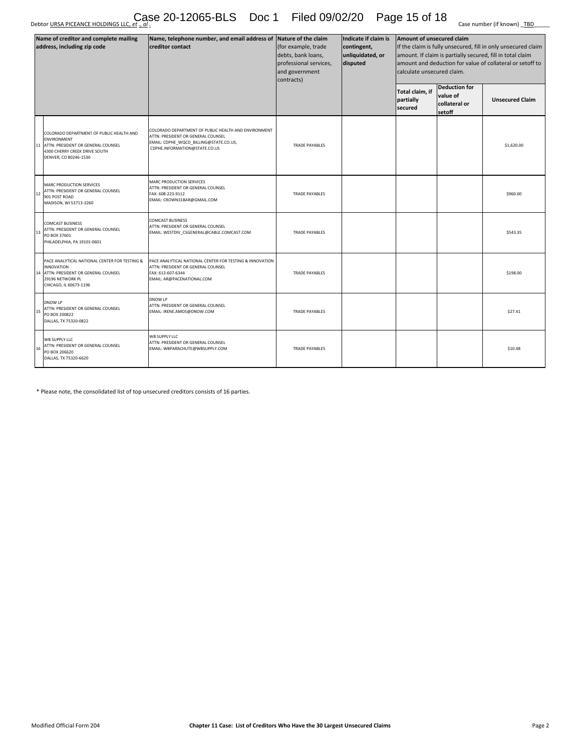Debtor URSA PICEANCE HOLDINGS LLC, et ., al . Case number (if known) _TBD_____

| | Name of creditor and complete mailing address, including zip code | Name, telephone number, and email address of creditor contact | Nature of the claim (for example, trade debts, bank loans, professional services, and government contracts) | Indicate if claim is contingent, unliquidated, or disputed | Amount of unsecured claim If the claim is fully unsecured, fill in only unsecured claim amount. If claim is partially secured, fill in total claim amount and deduction for value of collateral or setoff to calculate unsecured claim. | | |
|---|---|---|---|---|---|---|---|
| | | | | | Total claim, if partially secured | Deduction for value of collateral or setoff | Unsecured Claim |
| 11 | COLORADO DEPARTMENT OF PUBLIC HEALTH AND ENVIRONMENT ATTN: PRESIDENT OR GENERAL COUNSEL 4300 CHERRY CREEK DRIVE SOUTH DENVER, CO 80246-1530 | COLORADO DEPARTMENT OF PUBLIC HEALTH AND ENVIRONMENT ATTN: PRESIDENT OR GENERAL COUNSEL EMAIL: CDPHE_WQCD_BILLING@STATE.CO.US; CDPHE.INFORMATION@STATE.CO.US | TRADE PAYABLES | | | | $1,620.00 |
| 12 | MARC PRODUCTION SERVICES ATTN: PRESIDENT OR GENERAL COUNSEL 901 POST ROAD MADISON, WI 53713-3260 | MARC PRODUCTION SERVICES ATTN: PRESIDENT OR GENERAL COUNSEL FAX: 608-223-9112 EMAIL: CROWN31BAR@GMAIL.COM | TRADE PAYABLES | | | | $960.00 |
| 13 | COMCAST BUSINESS ATTN: PRESIDENT OR GENERAL COUNSEL PO BOX 37601 PHILADELPHIA, PA 19101-0601 | COMCAST BUSINESS ATTN: PRESIDENT OR GENERAL COUNSEL EMAIL: WESTDIV_CSGENERAL@CABLE.COMCAST.COM | TRADE PAYABLES | | | | $543.35 |
| 14 | PACE ANALYTICAL NATIONAL CENTER FOR TESTING & INNOVATION ATTN: PRESIDENT OR GENERAL COUNSEL 29196 NETWORK PL CHICAGO, IL 60673-1196 | PACE ANALYTICAL NATIONAL CENTER FOR TESTING & INNOVATION ATTN: PRESIDENT OR GENERAL COUNSEL FAX: 612-607-6344 EMAIL: AR@PACENATIONAL.COM | TRADE PAYABLES | | | | $198.00 |
| 15 | DNOW LP ATTN: PRESIDENT OR GENERAL COUNSEL PO BOX 200822 DALLAS, TX 75320-0822 | DNOW LP ATTN: PRESIDENT OR GENERAL COUNSEL EMAIL: IRENE.AMOS@DNOW.COM | TRADE PAYABLES | | | | $27.41 |
| 16 | WB SUPPLY LLC ATTN: PRESIDENT OR GENERAL COUNSEL PO BOX 206620 DALLAS, TX 75320-6620 | WB SUPPLY LLC ATTN: PRESIDENT OR GENERAL COUNSEL EMAIL: WBPARACHUTE@WBSUPPLY.COM | TRADE PAYABLES | | | | $10.48 |

* Please note, the consolidated list of top unsecured creditors consists of 16 parties.

Modified Official Form 204 **Chapter 11 Case: List of Creditors Who Have the 30 Largest Unsecured Claims**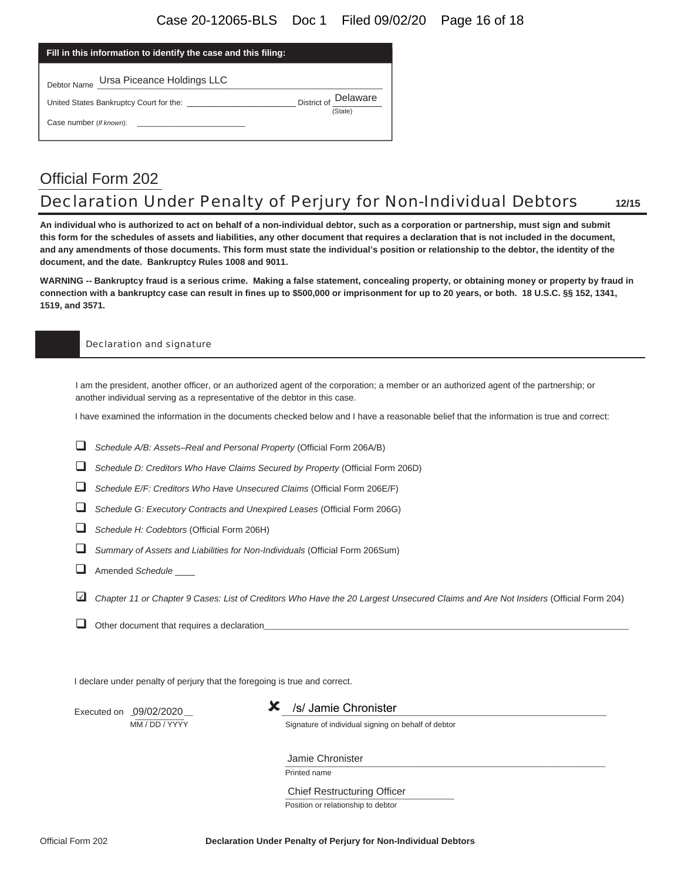**Fill in this information to identify the case and this filing:**

Debtor Name Ursa Piceance Holdings LLC

United States Bankruptcy Court for the: ______________________ District of Delaware (State)

Case number (*If known*): ______________________

# Official Form 202

## Declaration Under Penalty of Perjury for Non-Individual Debtors **12/15**

**An individual who is authorized to act on behalf of a non-individual debtor, such as a corporation or partnership, must sign and submit this form for the schedules of assets and liabilities, any other document that requires a declaration that is not included in the document, and any amendments of those documents. This form must state the individual's position or relationship to the debtor, the identity of the document, and the date. Bankruptcy Rules 1008 and 9011.**

**WARNING -- Bankruptcy fraud is a serious crime. Making a false statement, concealing property, or obtaining money or property by fraud in connection with a bankruptcy case can result in fines up to $500,000 or imprisonment for up to 20 years, or both. 18 U.S.C. §§ 152, 1341, 1519, and 3571.**

### Declaration and signature

I am the president, another officer, or an authorized agent of the corporation; a member or an authorized agent of the partnership; or another individual serving as a representative of the debtor in this case.

I have examined the information in the documents checked below and I have a reasonable belief that the information is true and correct:

- ☐ *Schedule A/B: Assets–Real and Personal Property* (Official Form 206A/B)
- ☐ *Schedule D: Creditors Who Have Claims Secured by Property* (Official Form 206D)
- ☐ *Schedule E/F: Creditors Who Have Unsecured Claims* (Official Form 206E/F)
- ☐ *Schedule G: Executory Contracts and Unexpired Leases* (Official Form 206G)
- ☐ *Schedule H: Codebtors* (Official Form 206H)
- ☐ *Summary of Assets and Liabilities for Non-Individuals* (Official Form 206Sum)
- ☐ Amended *Schedule* ____
- ☑ *Chapter 11 or Chapter 9 Cases: List of Creditors Who Have the 20 Largest Unsecured Claims and Are Not Insiders* (Official Form 204)
- ☐ Other document that requires a declaration______________________________

I declare under penalty of perjury that the foregoing is true and correct.

Executed on 09/02/2020
MM / DD / YYYY

✘ /s/ Jamie Chronister
Signature of individual signing on behalf of debtor

Jamie Chronister
Printed name

Chief Restructuring Officer
Position or relationship to debtor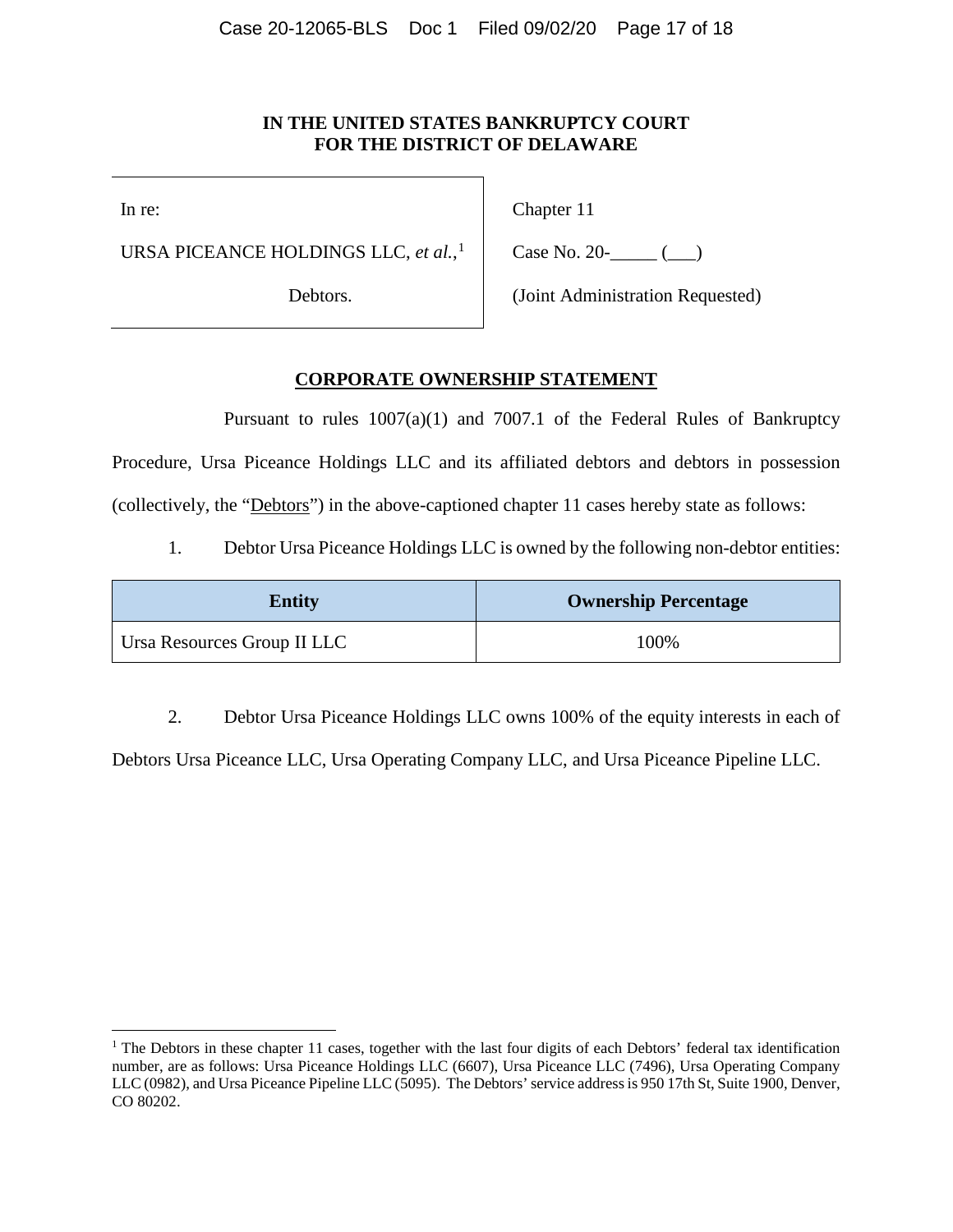**IN THE UNITED STATES BANKRUPTCY COURT**
**FOR THE DISTRICT OF DELAWARE**

| | |
|---|---|
| In re: | Chapter 11 |
| URSA PICEANCE HOLDINGS LLC, *et al.*,[1] | Case No. 20-_____ (___) |
| Debtors. | (Joint Administration Requested) |

**CORPORATE OWNERSHIP STATEMENT**

Pursuant to rules 1007(a)(1) and 7007.1 of the Federal Rules of Bankruptcy Procedure, Ursa Piceance Holdings LLC and its affiliated debtors and debtors in possession (collectively, the "Debtors") in the above-captioned chapter 11 cases hereby state as follows:

1. Debtor Ursa Piceance Holdings LLC is owned by the following non-debtor entities:

| Entity | Ownership Percentage |
|---|---|
| Ursa Resources Group II LLC | 100% |

2. Debtor Ursa Piceance Holdings LLC owns 100% of the equity interests in each of Debtors Ursa Piceance LLC, Ursa Operating Company LLC, and Ursa Piceance Pipeline LLC.

---

[1] The Debtors in these chapter 11 cases, together with the last four digits of each Debtors' federal tax identification number, are as follows: Ursa Piceance Holdings LLC (6607), Ursa Piceance LLC (7496), Ursa Operating Company LLC (0982), and Ursa Piceance Pipeline LLC (5095). The Debtors' service address is 950 17th St, Suite 1900, Denver, CO 80202.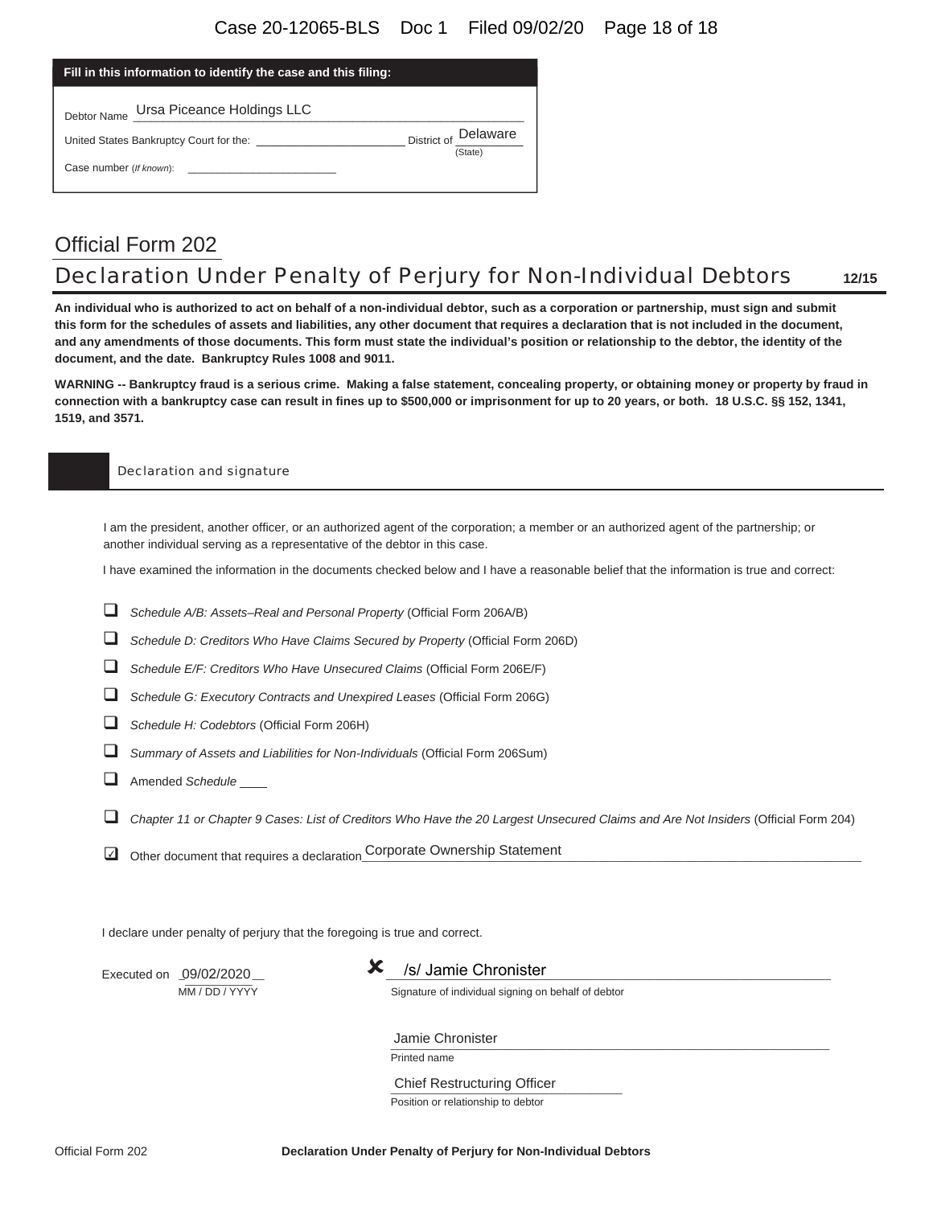**Fill in this information to identify the case and this filing:**

Debtor Name Ursa Piceance Holdings LLC

United States Bankruptcy Court for the: ______________________ District of Delaware (State)

Case number (*If known*): ______________________

Official Form 202

# Declaration Under Penalty of Perjury for Non-Individual Debtors

**12/15**

**An individual who is authorized to act on behalf of a non-individual debtor, such as a corporation or partnership, must sign and submit this form for the schedules of assets and liabilities, any other document that requires a declaration that is not included in the document, and any amendments of those documents. This form must state the individual's position or relationship to the debtor, the identity of the document, and the date. Bankruptcy Rules 1008 and 9011.**

**WARNING -- Bankruptcy fraud is a serious crime. Making a false statement, concealing property, or obtaining money or property by fraud in connection with a bankruptcy case can result in fines up to $500,000 or imprisonment for up to 20 years, or both. 18 U.S.C. §§ 152, 1341, 1519, and 3571.**

## Declaration and signature

I am the president, another officer, or an authorized agent of the corporation; a member or an authorized agent of the partnership; or another individual serving as a representative of the debtor in this case.

I have examined the information in the documents checked below and I have a reasonable belief that the information is true and correct:

- ☐ *Schedule A/B: Assets–Real and Personal Property* (Official Form 206A/B)
- ☐ *Schedule D: Creditors Who Have Claims Secured by Property* (Official Form 206D)
- ☐ *Schedule E/F: Creditors Who Have Unsecured Claims* (Official Form 206E/F)
- ☐ *Schedule G: Executory Contracts and Unexpired Leases* (Official Form 206G)
- ☐ *Schedule H: Codebtors* (Official Form 206H)
- ☐ *Summary of Assets and Liabilities for Non-Individuals* (Official Form 206Sum)
- ☐ Amended *Schedule* ____
- ☐ *Chapter 11 or Chapter 9 Cases: List of Creditors Who Have the 20 Largest Unsecured Claims and Are Not Insiders* (Official Form 204)
- ☑ Other document that requires a declaration Corporate Ownership Statement

I declare under penalty of perjury that the foregoing is true and correct.

Executed on 09/02/2020 (MM / DD / YYYY)

✘ /s/ Jamie Chronister
Signature of individual signing on behalf of debtor

Jamie Chronister
Printed name

Chief Restructuring Officer
Position or relationship to debtor